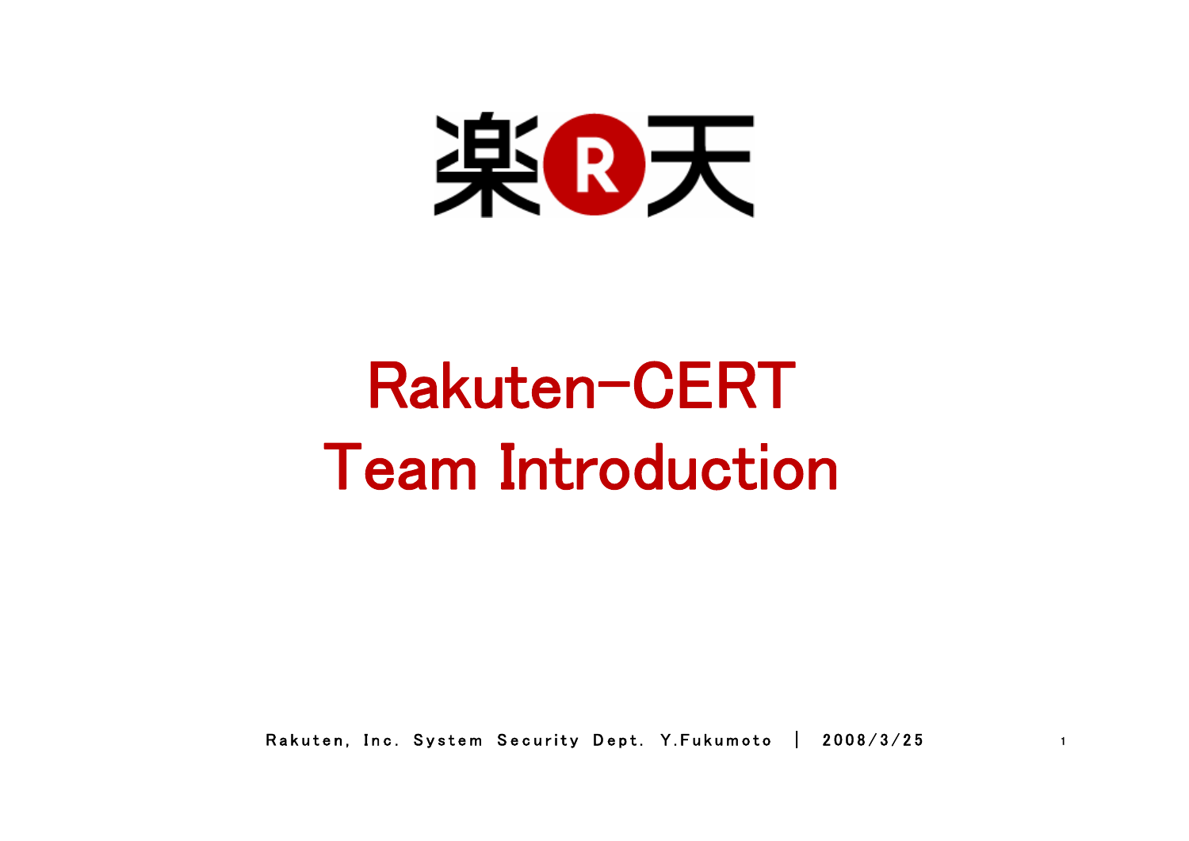楽天

# Rakuten-CERT
# Team Introduction

Rakuten, Inc. System Security Dept. Y.Fukumoto | 2008/3/25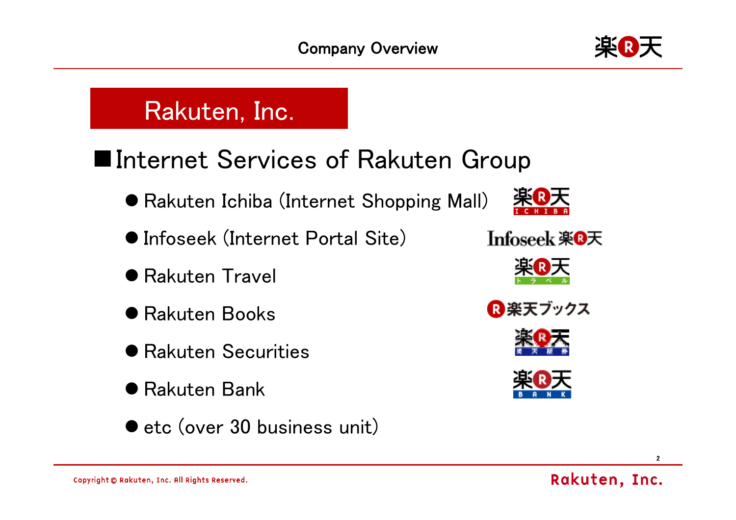# Rakuten, Inc.

## ■Internet Services of Rakuten Group

- Rakuten Ichiba (Internet Shopping Mall)
- Infoseek (Internet Portal Site)
- Rakuten Travel
- Rakuten Books
- Rakuten Securities
- Rakuten Bank
- etc (over 30 business unit)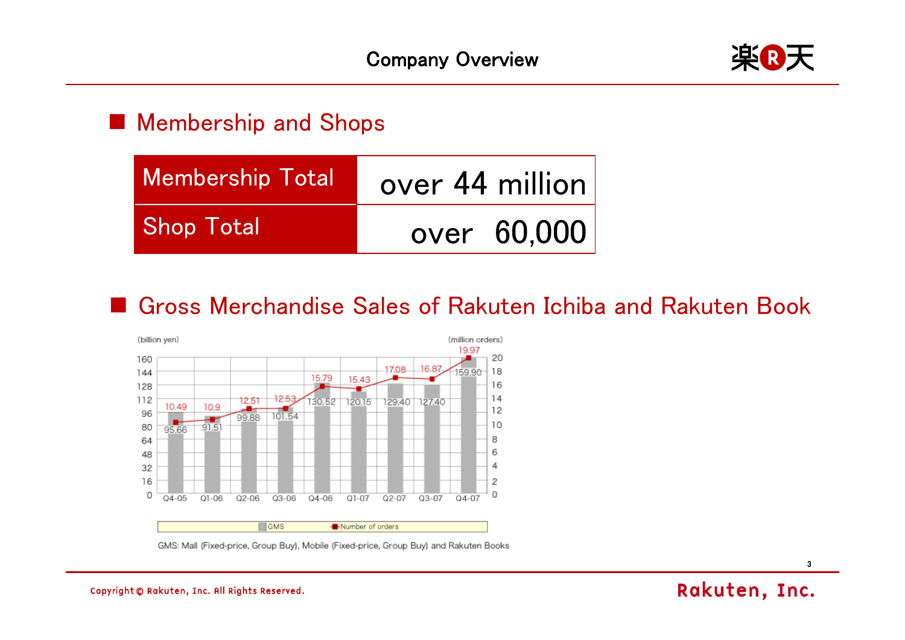# Company Overview

## Membership and Shops

| Membership Total | over 44 million |
|---|---|
| Shop Total | over 60,000 |

## Gross Merchandise Sales of Rakuten Ichiba and Rakuten Book

| Quarter | GMS (billion yen) | Number of orders (million orders) |
|---|---|---|
| Q4-05 | 95.66 | 10.49 |
| Q1-06 | 91.51 | 10.9 |
| Q2-06 | 99.88 | 12.51 |
| Q3-06 | 101.54 | 12.53 |
| Q4-06 | 130.52 | 15.79 |
| Q1-07 | 120.15 | 15.43 |
| Q2-07 | 129.40 | 17.08 |
| Q3-07 | 127.40 | 16.87 |
| Q4-07 | 159.90 | 19.97 |

GMS: Mall (Fixed-price, Group Buy), Mobile (Fixed-price, Group Buy) and Rakuten Books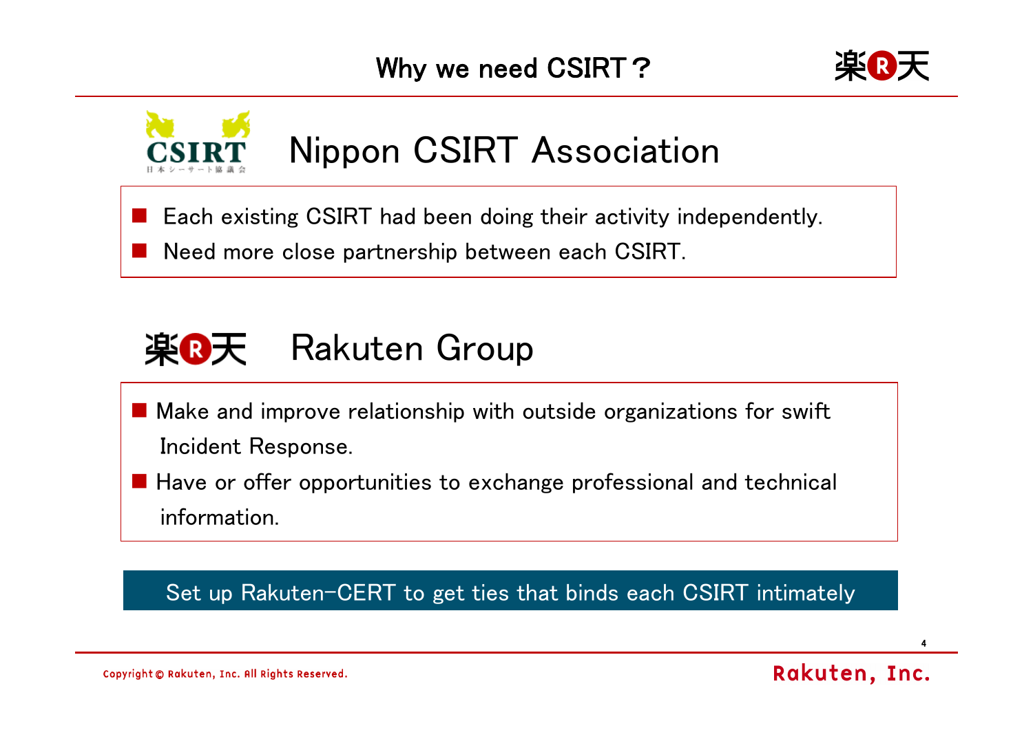# Why we need CSIRT？

## Nippon CSIRT Association

- Each existing CSIRT had been doing their activity independently.
- Need more close partnership between each CSIRT.

## Rakuten Group

- Make and improve relationship with outside organizations for swift Incident Response.
- Have or offer opportunities to exchange professional and technical information.

**Set up Rakuten-CERT to get ties that binds each CSIRT intimately**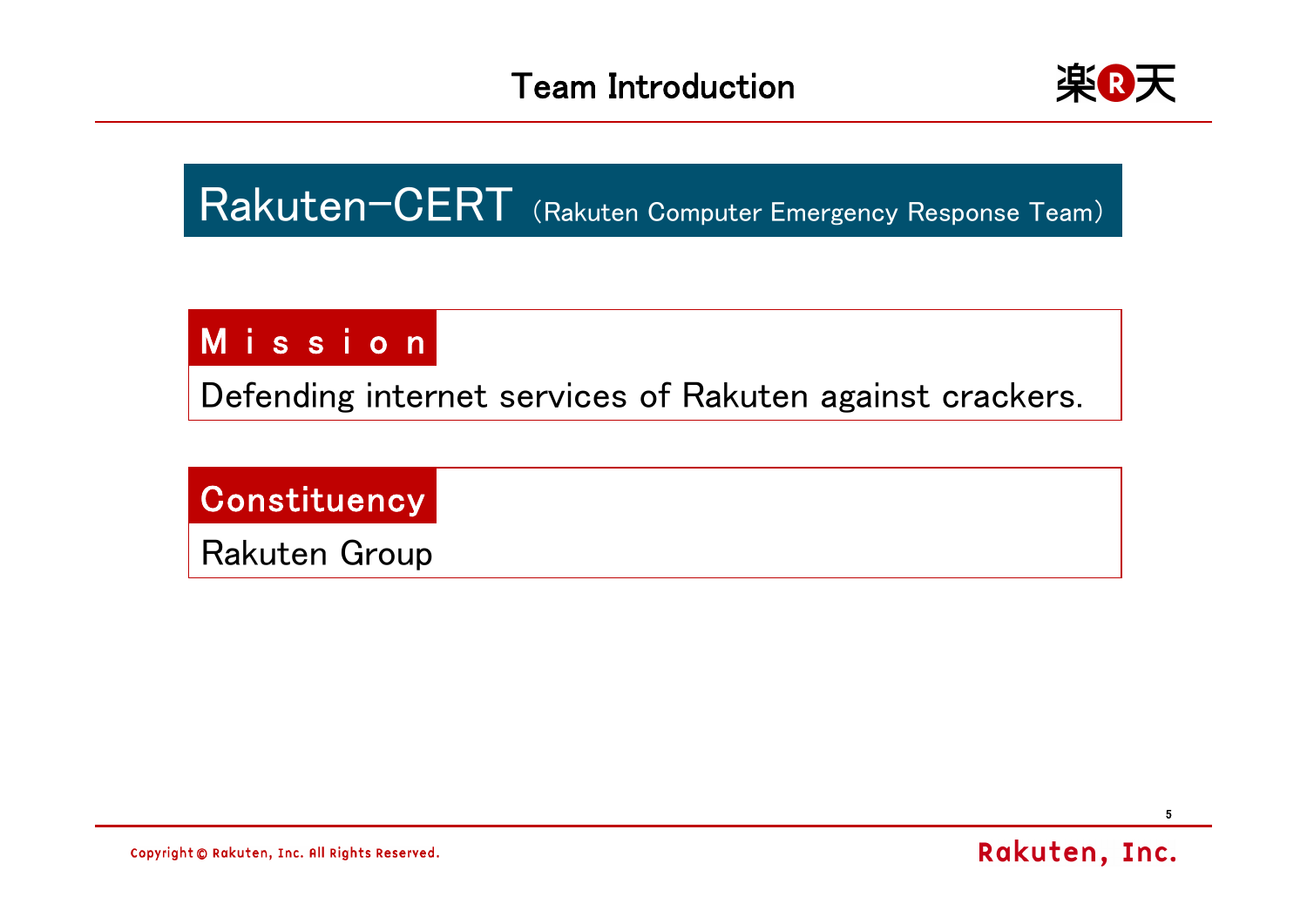# Team Introduction

## Rakuten-CERT (Rakuten Computer Emergency Response Team)

### Mission

Defending internet services of Rakuten against crackers.

### Constituency

Rakuten Group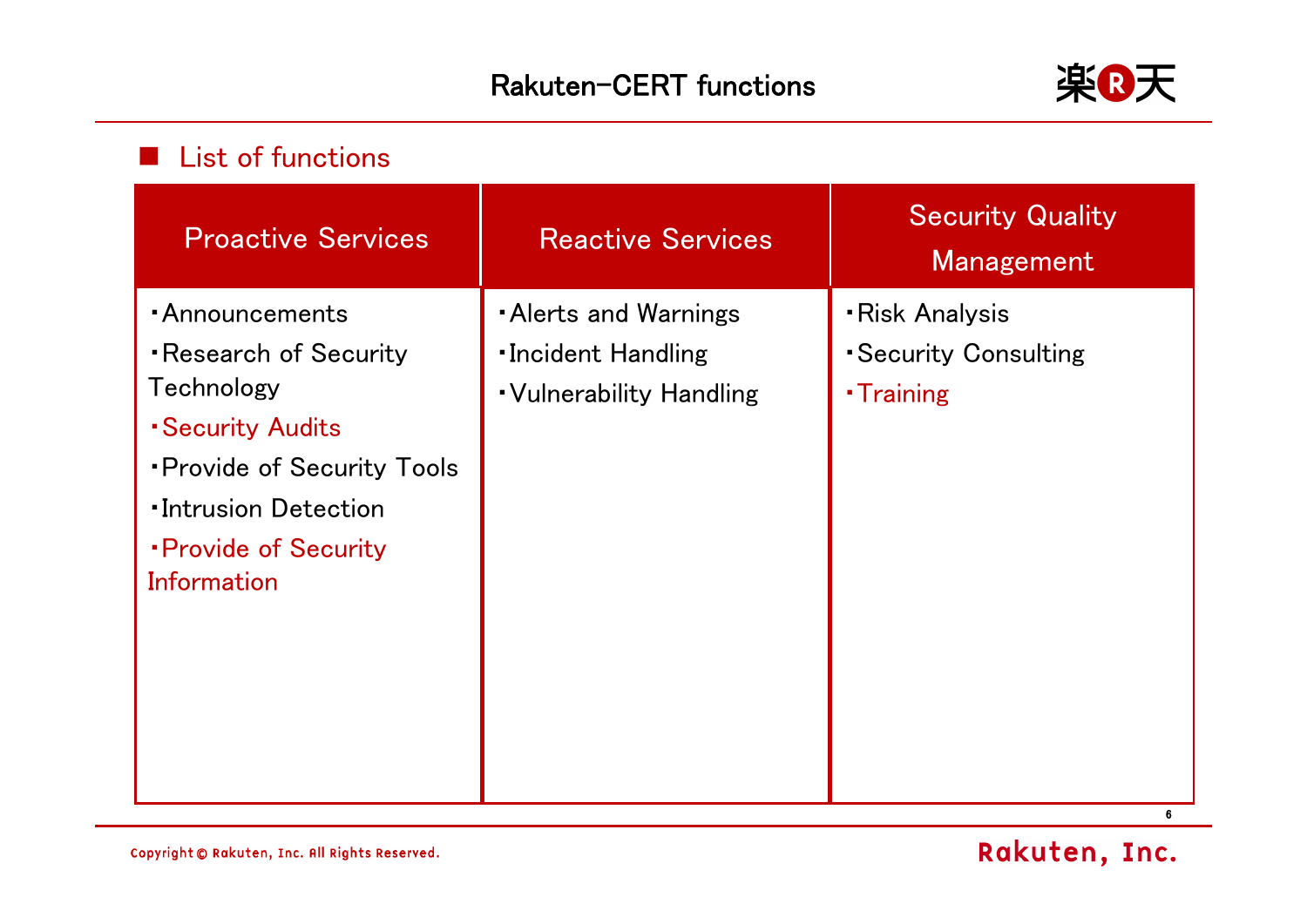# Rakuten-CERT functions

## List of functions

| Proactive Services | Reactive Services | Security Quality Management |
|---|---|---|
| ・Announcements<br>・Research of Security Technology<br>・Security Audits<br>・Provide of Security Tools<br>・Intrusion Detection<br>・Provide of Security Information | ・Alerts and Warnings<br>・Incident Handling<br>・Vulnerability Handling | ・Risk Analysis<br>・Security Consulting<br>・Training |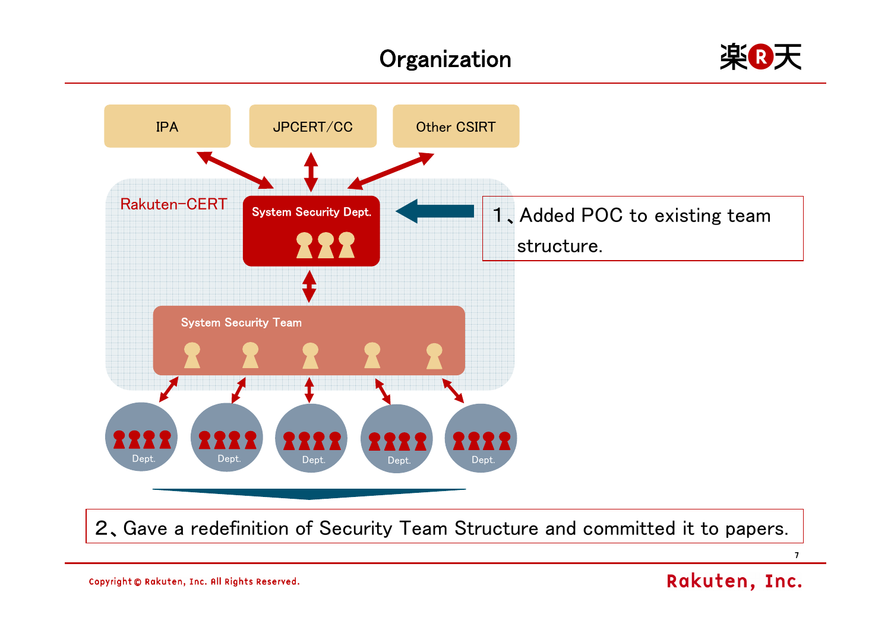# Organization

IPA

JPCERT/CC

Other CSIRT

Rakuten-CERT

System Security Dept.

System Security Team

Dept.

Dept.

Dept.

Dept.

Dept.

1、Added POC to existing team structure.

2、Gave a redefinition of Security Team Structure and committed it to papers.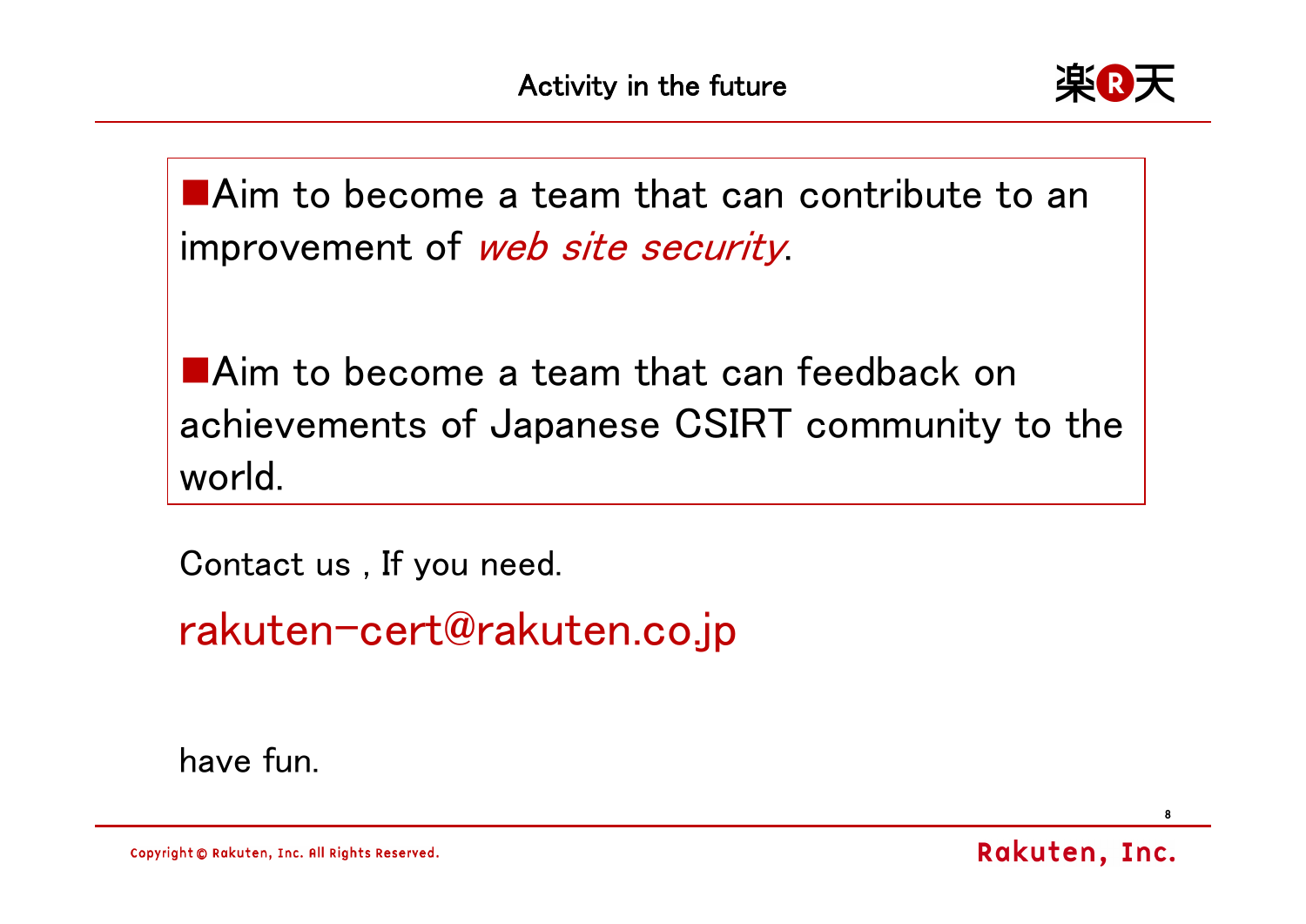# Activity in the future

- Aim to become a team that can contribute to an improvement of *web site security*.

- Aim to become a team that can feedback on achievements of Japanese CSIRT community to the world.

Contact us , If you need.

rakuten-cert@rakuten.co.jp

have fun.